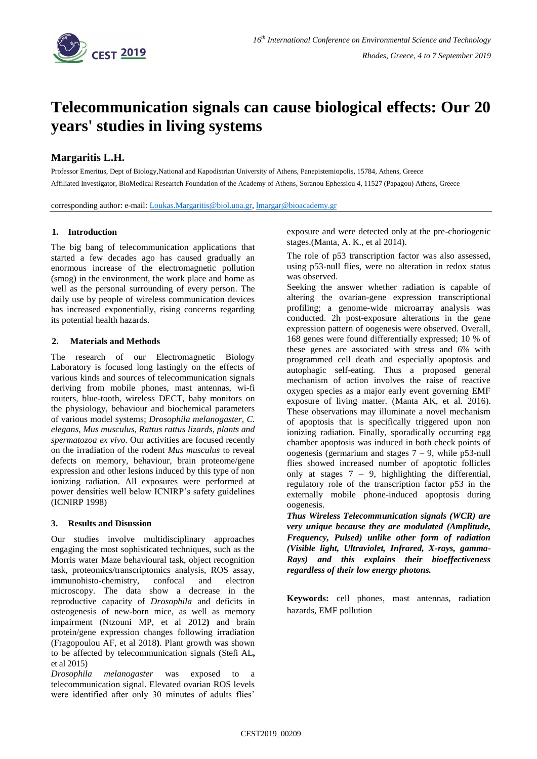# Telecommunication signals can cause biological effects: Our 20 years' studies in living systems

## Margaritis L.H.

Professor Emeritus, Dept of Biology,National and Kapodistrian University of Athens, Panepistemiopolis, 15784, Athens, Greece

Affiliated Investigator, BioMedical Researtch Foundation of the Academy of Athens, Soranou Ephessiou 4, 11527 (Papagou) Athens, Greece

corresponding author: e-mail: Loukas.Margaritis@biol.uoa.gr, lmargar@bioacademy.gr

### 1. Introduction

The big bang of telecommunication applications that started a few decades ago has caused gradually an enormous increase of the electromagnetic pollution (smog) in the environment, the work place and home as well as the personal surrounding of every person. The daily use by people of wireless communication devices has increased exponentially, rising concerns regarding its potential health hazards.

### 2. Materials and Methods

The research of our Electromagnetic Biology Laboratory is focused long lastingly on the effects of various kinds and sources of telecommunication signals deriving from mobile phones, mast antennas, wi-fi routers, blue-tooth, wireless DECT, baby monitors on the physiology, behaviour and biochemical parameters of various model systems; *Drosophila melanogaster, C. elegans, Mus musculus, Rattus rattus lizards, plants and spermatozoa ex vivo*. Our activities are focused recently on the irradiation of the rodent *Mus musculus* to reveal defects on memory, behaviour, brain proteome/gene expression and other lesions induced by this type of non ionizing radiation. All exposures were performed at power densities well below ICNIRP's safety guidelines (ICNIRP 1998)

### 3. Results and Disussion

Our studies involve multidisciplinary approaches engaging the most sophisticated techniques, such as the Morris water Maze behavioural task, object recognition task, proteomics/transcriptomics analysis, ROS assay, immunohisto-chemistry, confocal and electron microscopy. The data show a decrease in the reproductive capacity of *Drosophila* and deficits in osteogenesis of new-born mice, as well as memory impairment (Ntzouni MP, et al 2012**)** and brain protein/gene expression changes following irradiation (Fragopoulou AF, et al 2018**)**. Plant growth was shown to be affected by telecommunication signals (Stefi AL**,** et al 2015)

*Drosophila melanogaster* was exposed to a telecommunication signal. Elevated ovarian ROS levels were identified after only 30 minutes of adults flies' exposure and were detected only at the pre-choriogenic stages.(Manta, A. K., et al 2014).

The role of p53 transcription factor was also assessed, using p53-null flies, were no alteration in redox status was observed.

Seeking the answer whether radiation is capable of altering the ovarian-gene expression transcriptional profiling; a genome-wide microarray analysis was conducted. 2h post-exposure alterations in the gene expression pattern of oogenesis were observed. Overall, 168 genes were found differentially expressed; 10 % of these genes are associated with stress and 6% with programmed cell death and especially apoptosis and autophagic self-eating. Thus a proposed general mechanism of action involves the raise of reactive oxygen species as a major early event governing EMF exposure of living matter. (Manta AK, et al. 2016). These observations may illuminate a novel mechanism of apoptosis that is specifically triggered upon non ionizing radiation. Finally, sporadically occurring egg chamber apoptosis was induced in both check points of oogenesis (germarium and stages 7 – 9, while p53-null flies showed increased number of apoptotic follicles only at stages 7 – 9, highlighting the differential, regulatory role of the transcription factor p53 in the externally mobile phone-induced apoptosis during oogenesis.

***Thus Wireless Telecommunication signals (WCR) are very unique because they are modulated (Amplitude, Frequency, Pulsed) unlike other form of radiation (Visible light, Ultraviolet, Infrared, X-rays, gamma-Rays) and this explains their bioeffectiveness regardless of their low energy photons.***

**Keywords:** cell phones, mast antennas, radiation hazards, EMF pollution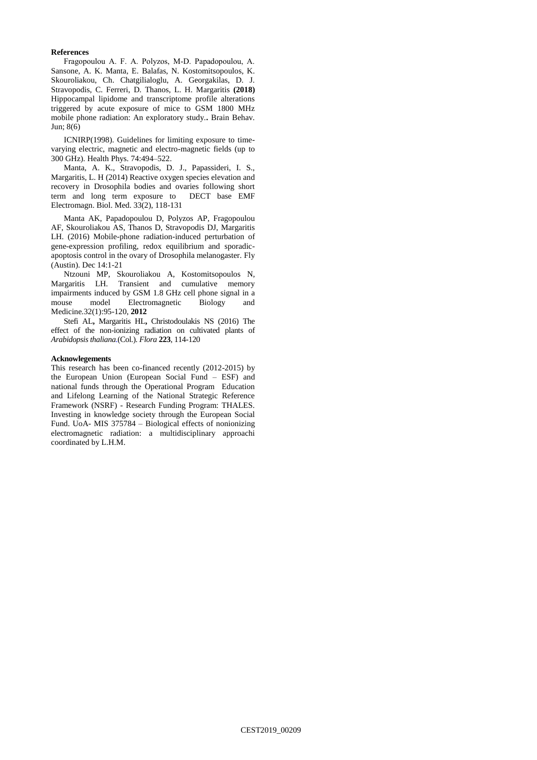**References**

Fragopoulou A. F. A. Polyzos, M-D. Papadopoulou, A. Sansone, A. K. Manta, E. Balafas, N. Kostomitsopoulos, K. Skouroliakou, Ch. Chatgilialoglu, A. Georgakilas, D. J. Stravopodis, C. Ferreri, D. Thanos, L. H. Margaritis **(2018)** Hippocampal lipidome and transcriptome profile alterations triggered by acute exposure of mice to GSM 1800 MHz mobile phone radiation: An exploratory study**.** Brain Behav. Jun; 8(6)

ICNIRP(1998). Guidelines for limiting exposure to time-varying electric, magnetic and electro-magnetic fields (up to 300 GHz). Health Phys. 74:494–522.

Manta, A. K., Stravopodis, D. J., Papassideri, I. S., Margaritis, L. H (2014) Reactive oxygen species elevation and recovery in Drosophila bodies and ovaries following short term and long term exposure to DECT base EMF Electromagn. Biol. Med. 33(2), 118-131

Manta AK, Papadopoulou D, Polyzos AP, Fragopoulou AF, Skouroliakou AS, Thanos D, Stravopodis DJ, Margaritis LH. (2016) Mobile-phone radiation-induced perturbation of gene-expression profiling, redox equilibrium and sporadic-apoptosis control in the ovary of Drosophila melanogaster. Fly (Austin). Dec 14:1-21

Ntzouni MP, Skouroliakou A, Kostomitsopoulos N, Margaritis LH. Transient and cumulative memory impairments induced by GSM 1.8 GHz cell phone signal in a mouse model Electromagnetic Biology and Medicine.32(1):95-120, **2012**

Stefi AL**,** Margaritis HL**,** Christodoulakis NS (2016) The effect of the non-ionizing radiation on cultivated plants of *Arabidopsis thaliana*.(Col.). *Flora* **223**, 114-120

**Acknowlegements**

This research has been co-financed recently (2012-2015) by the European Union (European Social Fund – ESF) and national funds through the Operational Program Education and Lifelong Learning of the National Strategic Reference Framework (NSRF) - Research Funding Program: THALES. Investing in knowledge society through the European Social Fund. UoA- MIS 375784 – Biological effects of nonionizing electromagnetic radiation: a multidisciplinary approachi coordinated by L.H.M.